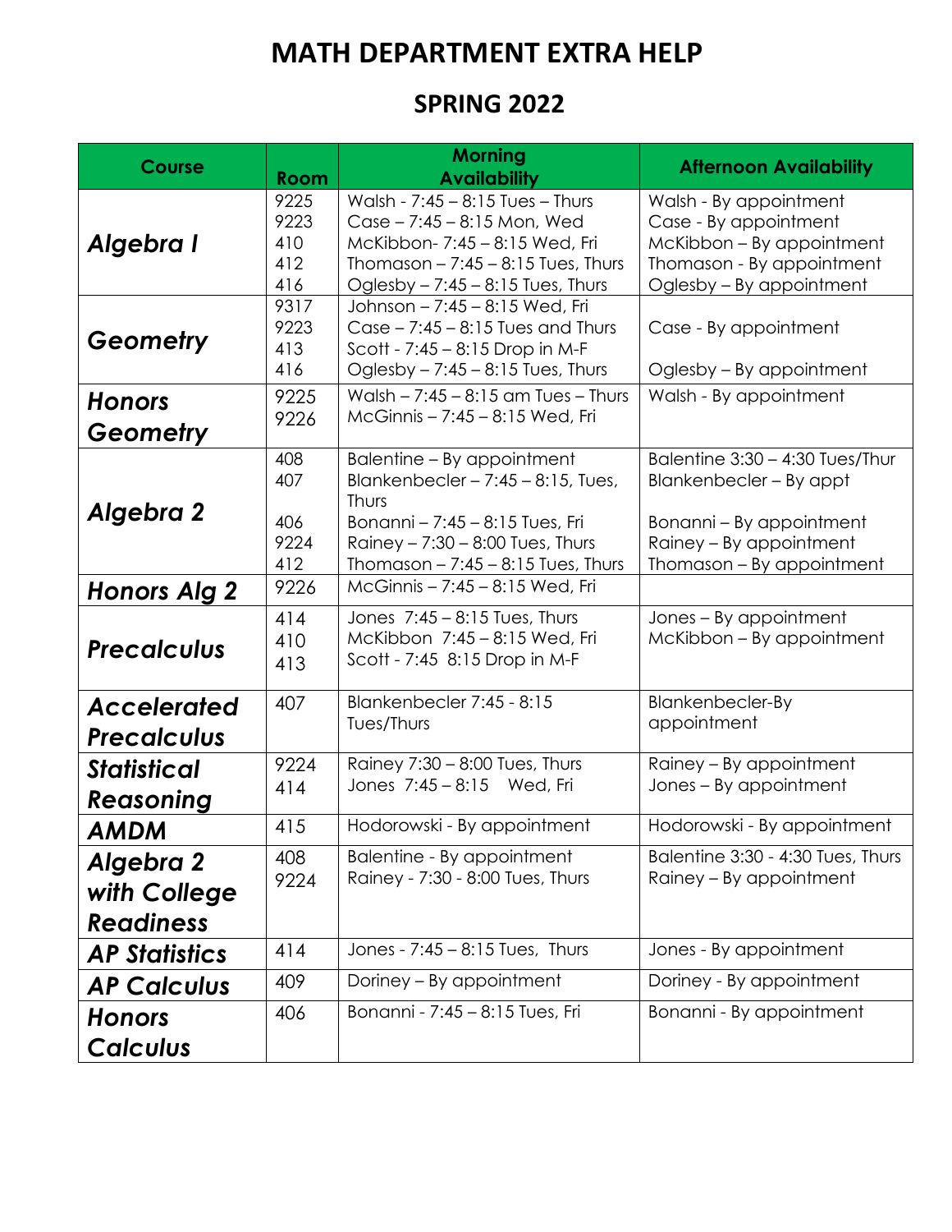# MATH DEPARTMENT EXTRA HELP

## SPRING 2022

| Course | Room | Morning Availability | Afternoon Availability |
|---|---|---|---|
| ***Algebra I*** | 9225<br>9223<br>410<br>412<br>416 | Walsh - 7:45 – 8:15 Tues – Thurs<br>Case – 7:45 – 8:15 Mon, Wed<br>McKibbon- 7:45 – 8:15 Wed, Fri<br>Thomason – 7:45 – 8:15 Tues, Thurs<br>Oglesby – 7:45 – 8:15 Tues, Thurs | Walsh - By appointment<br>Case - By appointment<br>McKibbon – By appointment<br>Thomason - By appointment<br>Oglesby – By appointment |
| ***Geometry*** | 9317<br>9223<br>413<br>416 | Johnson – 7:45 – 8:15 Wed, Fri<br>Case – 7:45 – 8:15 Tues and Thurs<br>Scott - 7:45 – 8:15 Drop in M-F<br>Oglesby – 7:45 – 8:15 Tues, Thurs | Case - By appointment<br>Oglesby – By appointment |
| ***Honors Geometry*** | 9225<br>9226 | Walsh – 7:45 – 8:15 am Tues – Thurs<br>McGinnis – 7:45 – 8:15 Wed, Fri | Walsh - By appointment |
| ***Algebra 2*** | 408<br>407<br>406<br>9224<br>412 | Balentine – By appointment<br>Blankenbecler – 7:45 – 8:15, Tues, Thurs<br>Bonanni – 7:45 – 8:15 Tues, Fri<br>Rainey – 7:30 – 8:00 Tues, Thurs<br>Thomason – 7:45 – 8:15 Tues, Thurs | Balentine 3:30 – 4:30 Tues/Thur<br>Blankenbecler – By appt<br>Bonanni – By appointment<br>Rainey – By appointment<br>Thomason – By appointment |
| ***Honors Alg 2*** | 9226 | McGinnis – 7:45 – 8:15 Wed, Fri | |
| ***Precalculus*** | 414<br>410<br>413 | Jones 7:45 – 8:15 Tues, Thurs<br>McKibbon 7:45 – 8:15 Wed, Fri<br>Scott - 7:45 8:15 Drop in M-F | Jones – By appointment<br>McKibbon – By appointment |
| ***Accelerated Precalculus*** | 407 | Blankenbecler 7:45 - 8:15 Tues/Thurs | Blankenbecler-By appointment |
| ***Statistical Reasoning*** | 9224<br>414 | Rainey 7:30 – 8:00 Tues, Thurs<br>Jones 7:45 – 8:15 Wed, Fri | Rainey – By appointment<br>Jones – By appointment |
| ***AMDM*** | 415 | Hodorowski - By appointment | Hodorowski - By appointment |
| ***Algebra 2 with College Readiness*** | 408<br>9224 | Balentine - By appointment<br>Rainey - 7:30 - 8:00 Tues, Thurs | Balentine 3:30 - 4:30 Tues, Thurs<br>Rainey – By appointment |
| ***AP Statistics*** | 414 | Jones - 7:45 – 8:15 Tues, Thurs | Jones - By appointment |
| ***AP Calculus*** | 409 | Doriney – By appointment | Doriney - By appointment |
| ***Honors Calculus*** | 406 | Bonanni - 7:45 – 8:15 Tues, Fri | Bonanni - By appointment |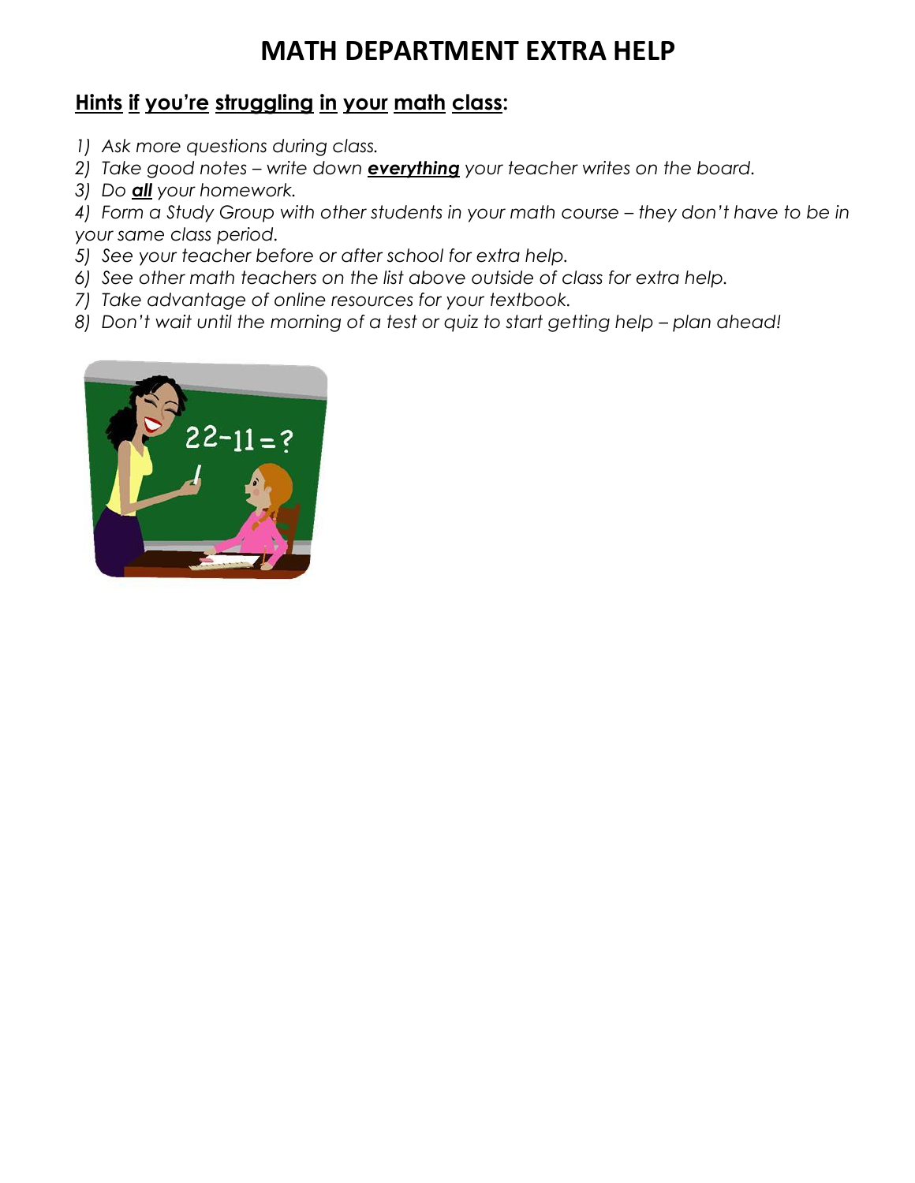# MATH DEPARTMENT EXTRA HELP

## Hints if you're struggling in your math class:

1) *Ask more questions during class.*
2) *Take good notes – write down* ***everything*** *your teacher writes on the board.*
3) *Do* ***all*** *your homework.*
4) *Form a Study Group with other students in your math course – they don't have to be in your same class period.*
5) *See your teacher before or after school for extra help.*
6) *See other math teachers on the list above outside of class for extra help.*
7) *Take advantage of online resources for your textbook.*
8) *Don't wait until the morning of a test or quiz to start getting help – plan ahead!*